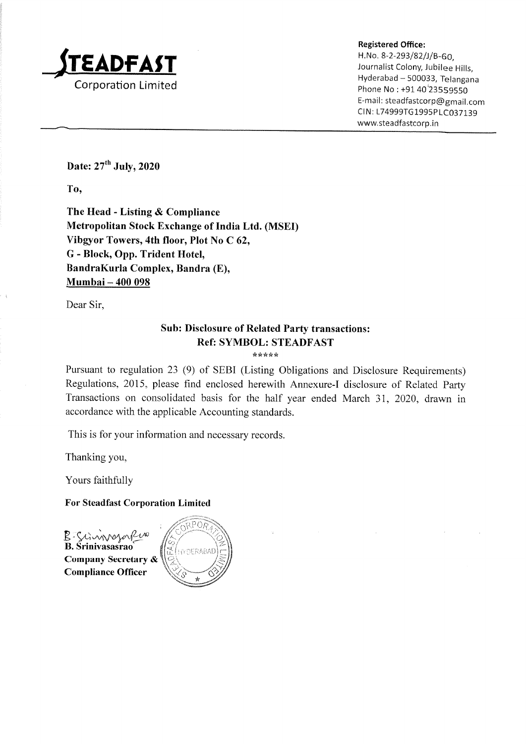**STEADFAST**
Corporation Limited

**Registered Office:**
H.No. 8-2-293/82/J/B-60,
Journalist Colony, Jubilee Hills,
Hyderabad – 500033, Telangana
Phone No : +91 40 23559550
E-mail: steadfastcorp@gmail.com
CIN: L74999TG1995PLC037139
www.steadfastcorp.in

**Date: 27th July, 2020**

**To,**

**The Head - Listing & Compliance**
**Metropolitan Stock Exchange of India Ltd. (MSEI)**
**Vibgyor Towers, 4th floor, Plot No C 62,**
**G - Block, Opp. Trident Hotel,**
**BandraKurla Complex, Bandra (E),**
**Mumbai – 400 098**

Dear Sir,

**Sub: Disclosure of Related Party transactions:**
**Ref: SYMBOL: STEADFAST**

*****

Pursuant to regulation 23 (9) of SEBI (Listing Obligations and Disclosure Requirements) Regulations, 2015, please find enclosed herewith Annexure-I disclosure of Related Party Transactions on consolidated basis for the half year ended March 31, 2020, drawn in accordance with the applicable Accounting standards.

This is for your information and necessary records.

Thanking you,

Yours faithfully

**For Steadfast Corporation Limited**

**B. Srinivasasrao**
**Company Secretary &**
**Compliance Officer**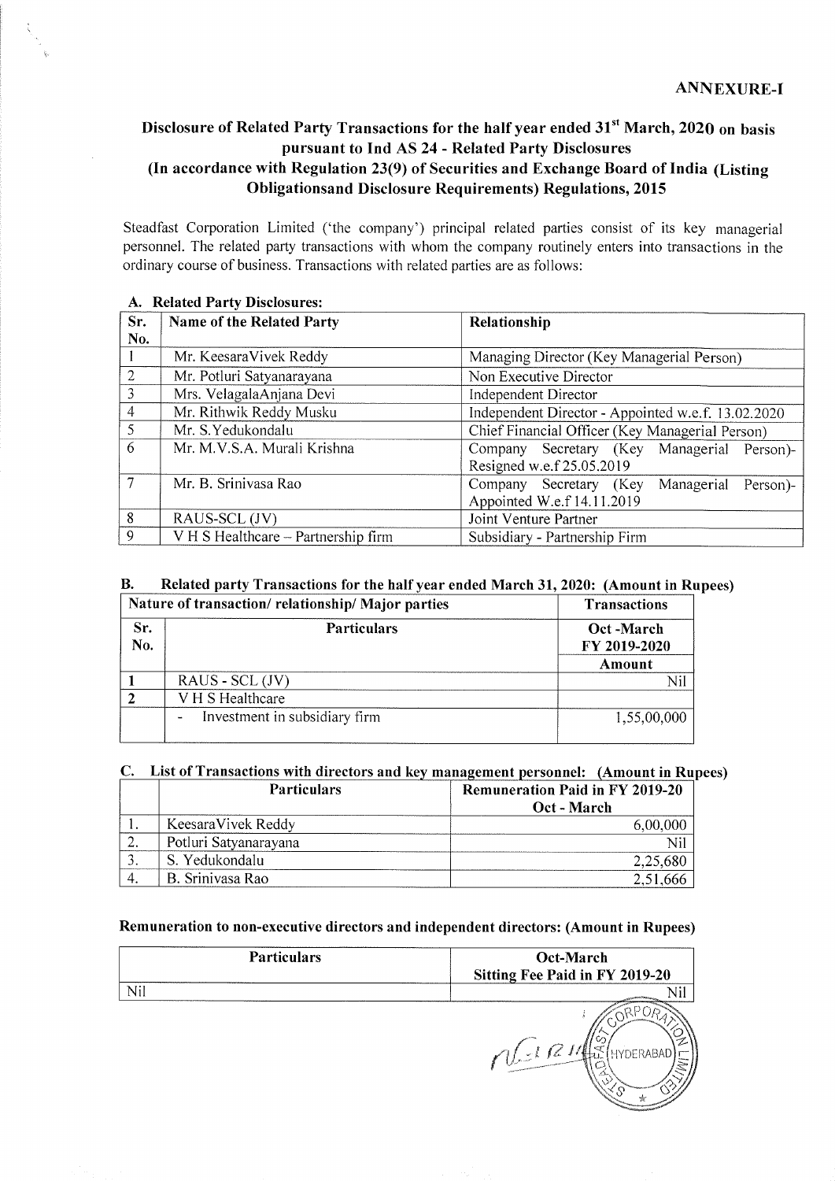**ANNEXURE-I**

## Disclosure of Related Party Transactions for the half year ended 31st March, 2020 on basis pursuant to Ind AS 24 - Related Party Disclosures (In accordance with Regulation 23(9) of Securities and Exchange Board of India (Listing Obligationsand Disclosure Requirements) Regulations, 2015

Steadfast Corporation Limited ('the company') principal related parties consist of its key managerial personnel. The related party transactions with whom the company routinely enters into transactions in the ordinary course of business. Transactions with related parties are as follows:

### A. Related Party Disclosures:

| Sr. No. | Name of the Related Party | Relationship |
|---|---|---|
| 1 | Mr. KeesaraVivek Reddy | Managing Director (Key Managerial Person) |
| 2 | Mr. Potluri Satyanarayana | Non Executive Director |
| 3 | Mrs. VelagalaAnjana Devi | Independent Director |
| 4 | Mr. Rithwik Reddy Musku | Independent Director - Appointed w.e.f. 13.02.2020 |
| 5 | Mr. S.Yedukondalu | Chief Financial Officer (Key Managerial Person) |
| 6 | Mr. M.V.S.A. Murali Krishna | Company Secretary (Key Managerial Person)- Resigned w.e.f 25.05.2019 |
| 7 | Mr. B. Srinivasa Rao | Company Secretary (Key Managerial Person)- Appointed W.e.f 14.11.2019 |
| 8 | RAUS-SCL (JV) | Joint Venture Partner |
| 9 | V H S Healthcare – Partnership firm | Subsidiary - Partnership Firm |

### B. Related party Transactions for the half year ended March 31, 2020: (Amount in Rupees)

| Nature of transaction/ relationship/ Major parties | | Transactions |
|---|---|---|
| Sr. No. | Particulars | Oct -March FY 2019-2020 |
| | | Amount |
| 1 | RAUS - SCL (JV) | Nil |
| 2 | V H S Healthcare | |
| | - Investment in subsidiary firm | 1,55,00,000 |

### C. List of Transactions with directors and key management personnel: (Amount in Rupees)

| | Particulars | Remuneration Paid in FY 2019-20 Oct - March |
|---|---|---|
| 1. | KeesaraVivek Reddy | 6,00,000 |
| 2. | Potluri Satyanarayana | Nil |
| 3. | S. Yedukondalu | 2,25,680 |
| 4. | B. Srinivasa Rao | 2,51,666 |

### Remuneration to non-executive directors and independent directors: (Amount in Rupees)

| Particulars | Oct-March Sitting Fee Paid in FY 2019-20 |
|---|---|
| Nil | Nil |